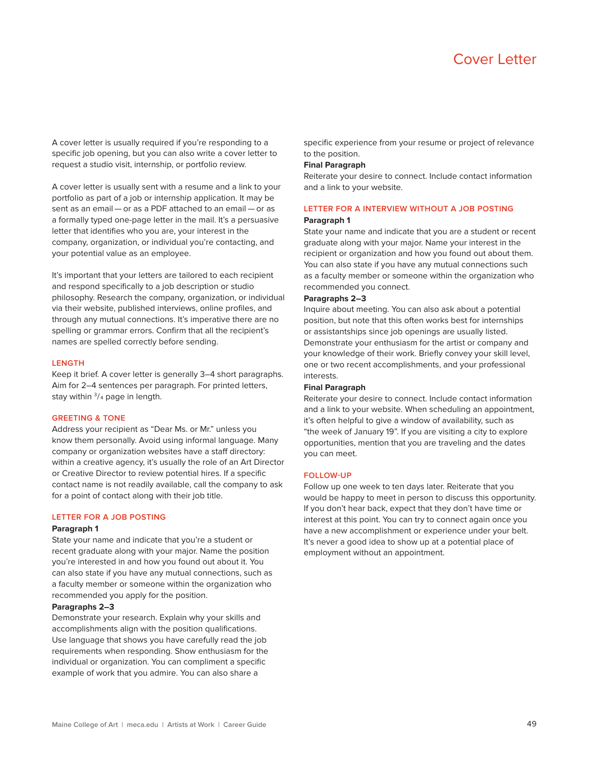# Cover Letter

A cover letter is usually required if you're responding to a specific job opening, but you can also write a cover letter to request a studio visit, internship, or portfolio review.

A cover letter is usually sent with a resume and a link to your portfolio as part of a job or internship application. It may be sent as an email — or as a PDF attached to an email — or as a formally typed one-page letter in the mail. It's a persuasive letter that identifies who you are, your interest in the company, organization, or individual you're contacting, and your potential value as an employee.

It's important that your letters are tailored to each recipient and respond specifically to a job description or studio philosophy. Research the company, organization, or individual via their website, published interviews, online profiles, and through any mutual connections. It's imperative there are no spelling or grammar errors. Confirm that all the recipient's names are spelled correctly before sending.

## LENGTH

Keep it brief. A cover letter is generally 3–4 short paragraphs. Aim for 2–4 sentences per paragraph. For printed letters, stay within 3/4 page in length.

## GREETING & TONE

Address your recipient as "Dear Ms. or Mr." unless you know them personally. Avoid using informal language. Many company or organization websites have a staff directory: within a creative agency, it's usually the role of an Art Director or Creative Director to review potential hires. If a specific contact name is not readily available, call the company to ask for a point of contact along with their job title.

## LETTER FOR A JOB POSTING

**Paragraph 1**

State your name and indicate that you're a student or recent graduate along with your major. Name the position you're interested in and how you found out about it. You can also state if you have any mutual connections, such as a faculty member or someone within the organization who recommended you apply for the position.

**Paragraphs 2–3**

Demonstrate your research. Explain why your skills and accomplishments align with the position qualifications. Use language that shows you have carefully read the job requirements when responding. Show enthusiasm for the individual or organization. You can compliment a specific example of work that you admire. You can also share a specific experience from your resume or project of relevance to the position.

**Final Paragraph**

Reiterate your desire to connect. Include contact information and a link to your website.

## LETTER FOR A INTERVIEW WITHOUT A JOB POSTING

**Paragraph 1**

State your name and indicate that you are a student or recent graduate along with your major. Name your interest in the recipient or organization and how you found out about them. You can also state if you have any mutual connections such as a faculty member or someone within the organization who recommended you connect.

**Paragraphs 2–3**

Inquire about meeting. You can also ask about a potential position, but note that this often works best for internships or assistantships since job openings are usually listed. Demonstrate your enthusiasm for the artist or company and your knowledge of their work. Briefly convey your skill level, one or two recent accomplishments, and your professional interests.

**Final Paragraph**

Reiterate your desire to connect. Include contact information and a link to your website. When scheduling an appointment, it's often helpful to give a window of availability, such as "the week of January 19". If you are visiting a city to explore opportunities, mention that you are traveling and the dates you can meet.

## FOLLOW-UP

Follow up one week to ten days later. Reiterate that you would be happy to meet in person to discuss this opportunity. If you don't hear back, expect that they don't have time or interest at this point. You can try to connect again once you have a new accomplishment or experience under your belt. It's never a good idea to show up at a potential place of employment without an appointment.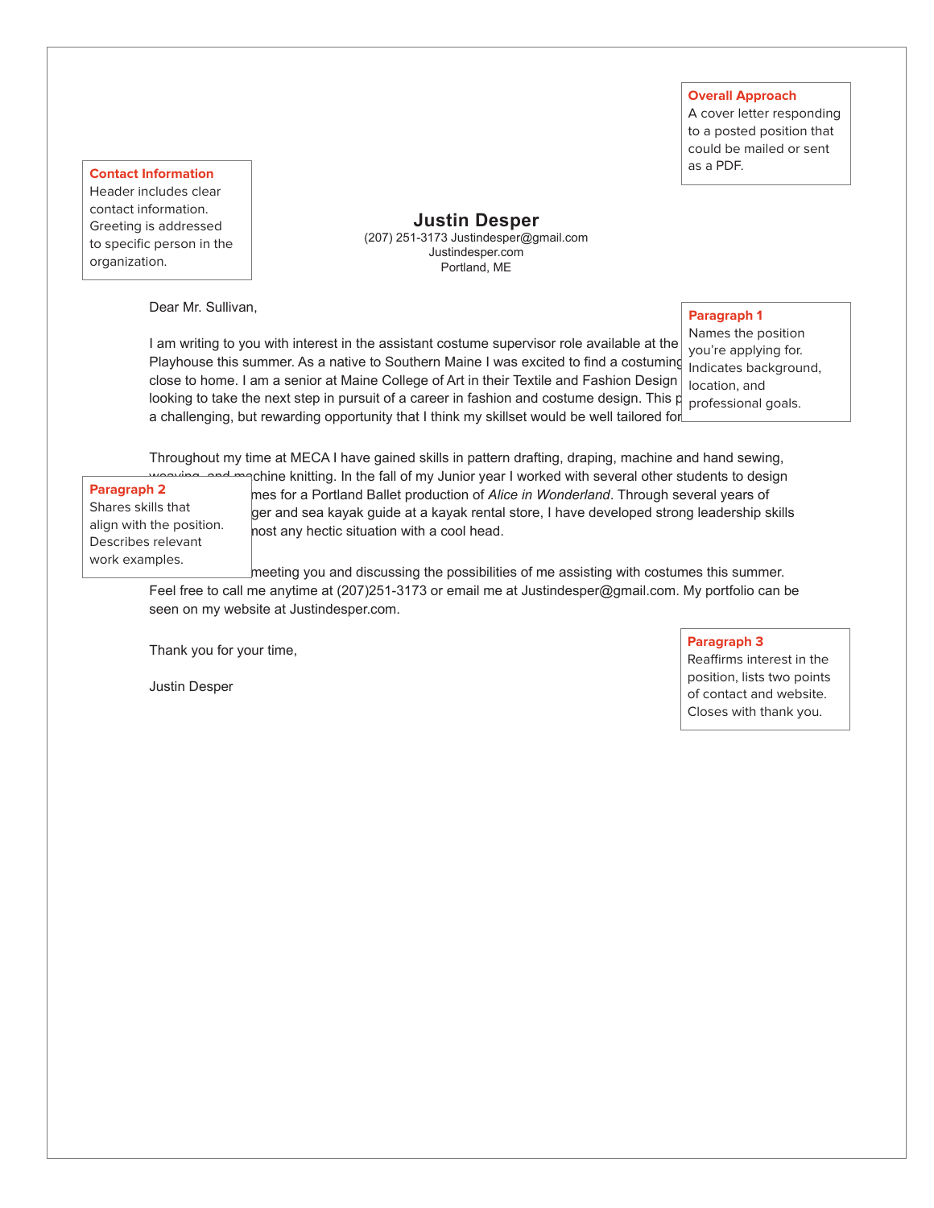**Overall Approach**
A cover letter responding to a posted position that could be mailed or sent as a PDF.

**Contact Information**
Header includes clear contact information. Greeting is addressed to specific person in the organization.

## Justin Desper

(207) 251-3173 Justindesper@gmail.com
Justindesper.com
Portland, ME

Dear Mr. Sullivan,

**Paragraph 1**
Names the position you're applying for. Indicates background, location, and professional goals.

I am writing to you with interest in the assistant costume supervisor role available at the Playhouse this summer. As a native to Southern Maine I was excited to find a costuming close to home. I am a senior at Maine College of Art in their Textile and Fashion Design looking to take the next step in pursuit of a career in fashion and costume design. This p a challenging, but rewarding opportunity that I think my skillset would be well tailored for

**Paragraph 2**
Shares skills that align with the position. Describes relevant work examples.

Throughout my time at MECA I have gained skills in pattern drafting, draping, machine and hand sewing, weaving, and machine knitting. In the fall of my Junior year I worked with several other students to design mes for a Portland Ballet production of *Alice in Wonderland*. Through several years of ger and sea kayak guide at a kayak rental store, I have developed strong leadership skills nost any hectic situation with a cool head.

meeting you and discussing the possibilities of me assisting with costumes this summer. Feel free to call me anytime at (207)251-3173 or email me at Justindesper@gmail.com. My portfolio can be seen on my website at Justindesper.com.

**Paragraph 3**
Reaffirms interest in the position, lists two points of contact and website. Closes with thank you.

Thank you for your time,

Justin Desper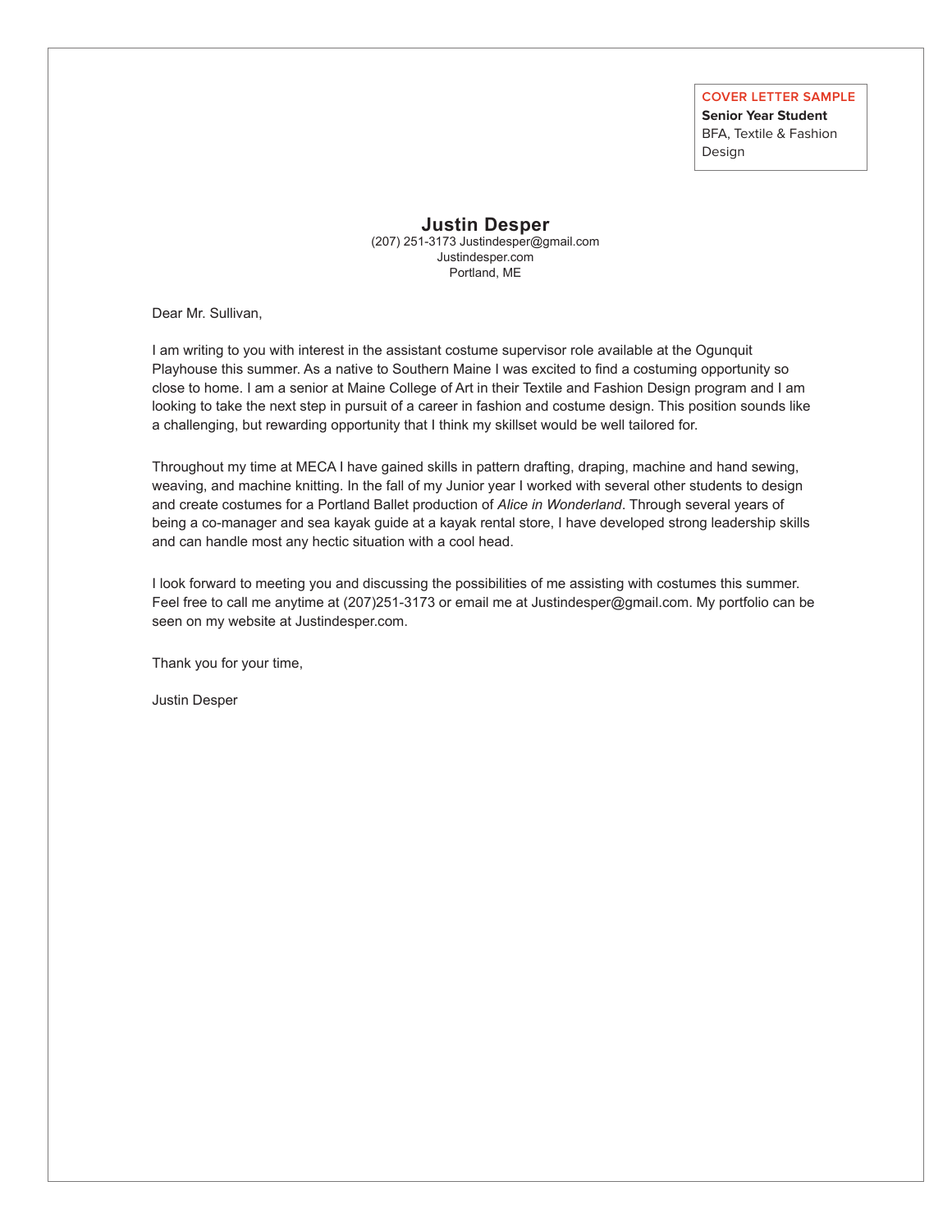**COVER LETTER SAMPLE**
**Senior Year Student**
BFA, Textile & Fashion Design

# Justin Desper

(207) 251-3173 Justindesper@gmail.com
Justindesper.com
Portland, ME

Dear Mr. Sullivan,

I am writing to you with interest in the assistant costume supervisor role available at the Ogunquit Playhouse this summer. As a native to Southern Maine I was excited to find a costuming opportunity so close to home. I am a senior at Maine College of Art in their Textile and Fashion Design program and I am looking to take the next step in pursuit of a career in fashion and costume design. This position sounds like a challenging, but rewarding opportunity that I think my skillset would be well tailored for.

Throughout my time at MECA I have gained skills in pattern drafting, draping, machine and hand sewing, weaving, and machine knitting. In the fall of my Junior year I worked with several other students to design and create costumes for a Portland Ballet production of *Alice in Wonderland*. Through several years of being a co-manager and sea kayak guide at a kayak rental store, I have developed strong leadership skills and can handle most any hectic situation with a cool head.

I look forward to meeting you and discussing the possibilities of me assisting with costumes this summer. Feel free to call me anytime at (207)251-3173 or email me at Justindesper@gmail.com. My portfolio can be seen on my website at Justindesper.com.

Thank you for your time,

Justin Desper